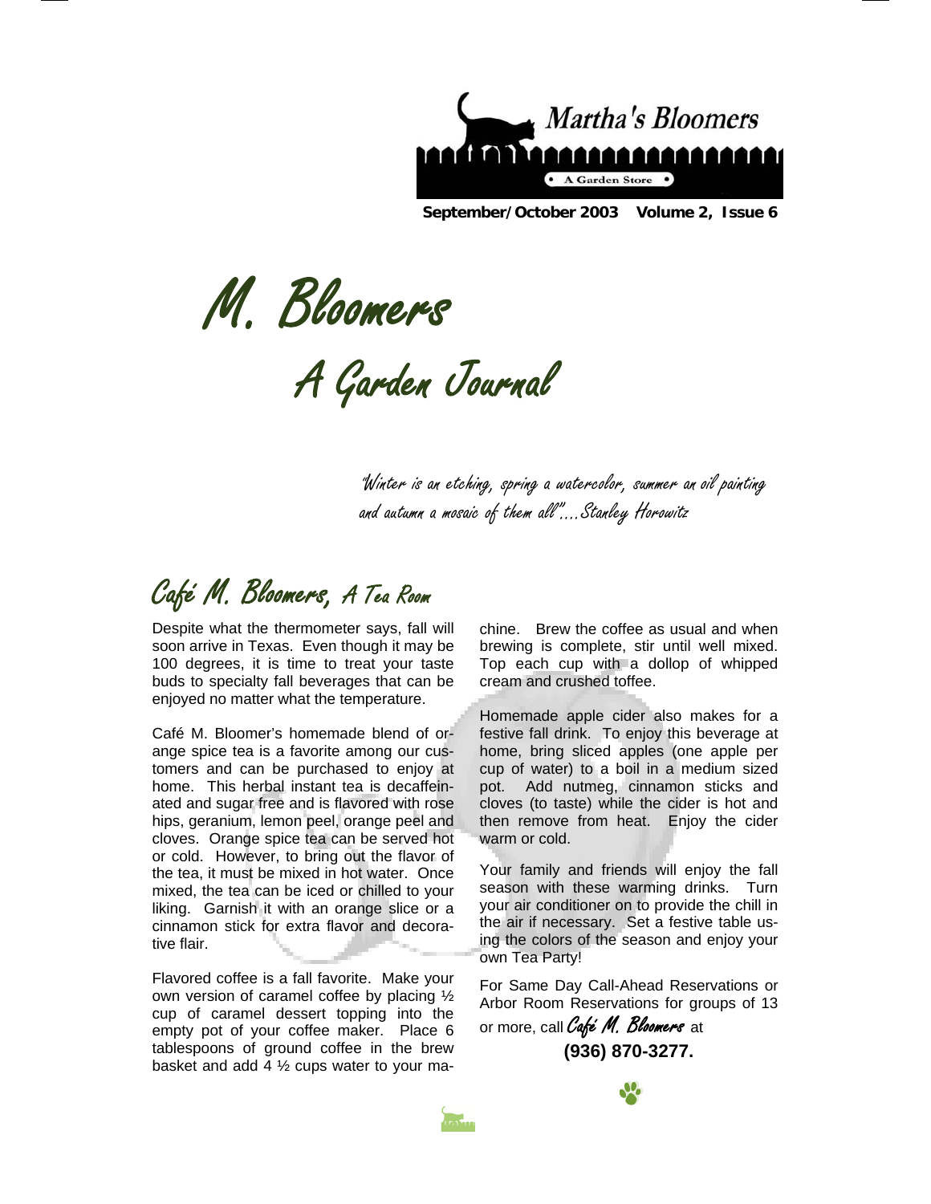Martha's Bloomers

A Garden Store

September/October 2003 Volume 2, Issue 6

# M. Bloomers

## A Garden Journal

*"Winter is an etching, spring a watercolor, summer an oil painting and autumn a mosaic of them all"....Stanley Horowitz*

## Café M. Bloomers, A Tea Room

Despite what the thermometer says, fall will soon arrive in Texas. Even though it may be 100 degrees, it is time to treat your taste buds to specialty fall beverages that can be enjoyed no matter what the temperature.

Café M. Bloomer's homemade blend of orange spice tea is a favorite among our customers and can be purchased to enjoy at home. This herbal instant tea is decaffeinated and sugar free and is flavored with rose hips, geranium, lemon peel, orange peel and cloves. Orange spice tea can be served hot or cold. However, to bring out the flavor of the tea, it must be mixed in hot water. Once mixed, the tea can be iced or chilled to your liking. Garnish it with an orange slice or a cinnamon stick for extra flavor and decorative flair.

Flavored coffee is a fall favorite. Make your own version of caramel coffee by placing ½ cup of caramel dessert topping into the empty pot of your coffee maker. Place 6 tablespoons of ground coffee in the brew basket and add 4 ½ cups water to your machine. Brew the coffee as usual and when brewing is complete, stir until well mixed. Top each cup with a dollop of whipped cream and crushed toffee.

Homemade apple cider also makes for a festive fall drink. To enjoy this beverage at home, bring sliced apples (one apple per cup of water) to a boil in a medium sized pot. Add nutmeg, cinnamon sticks and cloves (to taste) while the cider is hot and then remove from heat. Enjoy the cider warm or cold.

Your family and friends will enjoy the fall season with these warming drinks. Turn your air conditioner on to provide the chill in the air if necessary. Set a festive table using the colors of the season and enjoy your own Tea Party!

For Same Day Call-Ahead Reservations or Arbor Room Reservations for groups of 13 or more, call *Café M. Bloomers* at

**(936) 870-3277.**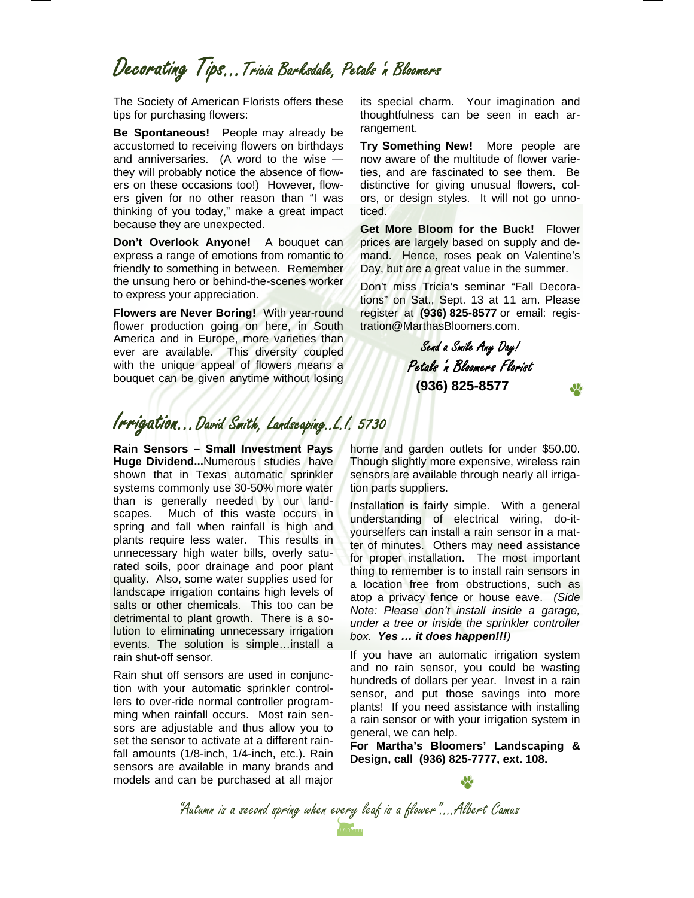# Decorating Tips…Tricia Barksdale, Petals 'n Bloomers

The Society of American Florists offers these tips for purchasing flowers:

**Be Spontaneous!** People may already be accustomed to receiving flowers on birthdays and anniversaries. (A word to the wise — they will probably notice the absence of flowers on these occasions too!) However, flowers given for no other reason than "I was thinking of you today," make a great impact because they are unexpected.

**Don't Overlook Anyone!** A bouquet can express a range of emotions from romantic to friendly to something in between. Remember the unsung hero or behind-the-scenes worker to express your appreciation.

**Flowers are Never Boring!** With year-round flower production going on here, in South America and in Europe, more varieties than ever are available. This diversity coupled with the unique appeal of flowers means a bouquet can be given anytime without losing its special charm. Your imagination and thoughtfulness can be seen in each arrangement.

**Try Something New!** More people are now aware of the multitude of flower varieties, and are fascinated to see them. Be distinctive for giving unusual flowers, colors, or design styles. It will not go unnoticed.

**Get More Bloom for the Buck!** Flower prices are largely based on supply and demand. Hence, roses peak on Valentine's Day, but are a great value in the summer.

Don't miss Tricia's seminar "Fall Decorations" on Sat., Sept. 13 at 11 am. Please register at **(936) 825-8577** or email: registration@MarthasBloomers.com.

Send a Smile Any Day!
Petals 'n Bloomers Florist
**(936) 825-8577**

# Irrigation…David Smith, Landscaping..L.I. 5730

**Rain Sensors – Small Investment Pays Huge Dividend...**Numerous studies have shown that in Texas automatic sprinkler systems commonly use 30-50% more water than is generally needed by our landscapes. Much of this waste occurs in spring and fall when rainfall is high and plants require less water. This results in unnecessary high water bills, overly saturated soils, poor drainage and poor plant quality. Also, some water supplies used for landscape irrigation contains high levels of salts or other chemicals. This too can be detrimental to plant growth. There is a solution to eliminating unnecessary irrigation events. The solution is simple…install a rain shut-off sensor.

Rain shut off sensors are used in conjunction with your automatic sprinkler controllers to over-ride normal controller programming when rainfall occurs. Most rain sensors are adjustable and thus allow you to set the sensor to activate at a different rainfall amounts (1/8-inch, 1/4-inch, etc.). Rain sensors are available in many brands and models and can be purchased at all major home and garden outlets for under $50.00. Though slightly more expensive, wireless rain sensors are available through nearly all irrigation parts suppliers.

Installation is fairly simple. With a general understanding of electrical wiring, do-it-yourselfers can install a rain sensor in a matter of minutes. Others may need assistance for proper installation. The most important thing to remember is to install rain sensors in a location free from obstructions, such as atop a privacy fence or house eave. *(Side Note: Please don't install inside a garage, under a tree or inside the sprinkler controller box.* ***Yes … it does happen!!!****)*

If you have an automatic irrigation system and no rain sensor, you could be wasting hundreds of dollars per year. Invest in a rain sensor, and put those savings into more plants! If you need assistance with installing a rain sensor or with your irrigation system in general, we can help.

**For Martha's Bloomers' Landscaping & Design, call (936) 825-7777, ext. 108.**

"Autumn is a second spring when every leaf is a flower"….Albert Camus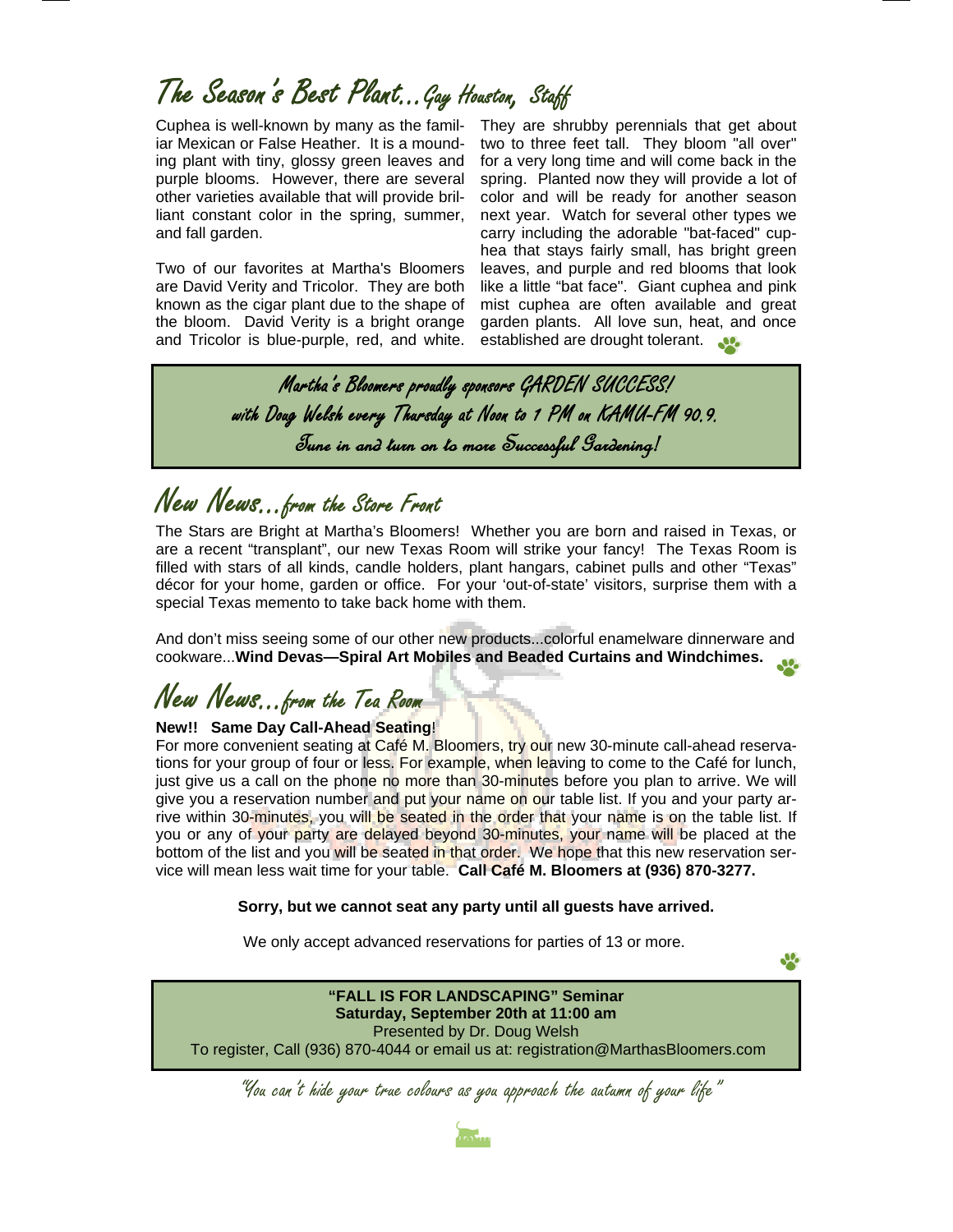## The Season's Best Plant...Gay Houston, Staff

Cuphea is well-known by many as the familiar Mexican or False Heather. It is a mounding plant with tiny, glossy green leaves and purple blooms. However, there are several other varieties available that will provide brilliant constant color in the spring, summer, and fall garden.

Two of our favorites at Martha's Bloomers are David Verity and Tricolor. They are both known as the cigar plant due to the shape of the bloom. David Verity is a bright orange and Tricolor is blue-purple, red, and white. They are shrubby perennials that get about two to three feet tall. They bloom "all over" for a very long time and will come back in the spring. Planted now they will provide a lot of color and will be ready for another season next year. Watch for several other types we carry including the adorable "bat-faced" cuphea that stays fairly small, has bright green leaves, and purple and red blooms that look like a little "bat face". Giant cuphea and pink mist cuphea are often available and great garden plants. All love sun, heat, and once established are drought tolerant.

> *Martha's Bloomers proudly sponsors GARDEN SUCCESS!*
> *with Doug Welsh every Thursday at Noon to 1 PM on KAMU-FM 90.9.*
> *Tune in and turn on to more Successful Gardening!*

## New News...from the Store Front

The Stars are Bright at Martha's Bloomers! Whether you are born and raised in Texas, or are a recent "transplant", our new Texas Room will strike your fancy! The Texas Room is filled with stars of all kinds, candle holders, plant hangars, cabinet pulls and other "Texas" décor for your home, garden or office. For your 'out-of-state' visitors, surprise them with a special Texas memento to take back home with them.

And don't miss seeing some of our other new products...colorful enamelware dinnerware and cookware...**Wind Devas—Spiral Art Mobiles and Beaded Curtains and Windchimes.**

## New News...from the Tea Room

**New!! Same Day Call-Ahead Seating**!

For more convenient seating at Café M. Bloomers, try our new 30-minute call-ahead reservations for your group of four or less. For example, when leaving to come to the Café for lunch, just give us a call on the phone no more than 30-minutes before you plan to arrive. We will give you a reservation number and put your name on our table list. If you and your party arrive within 30-minutes, you will be seated in the order that your name is on the table list. If you or any of your party are delayed beyond 30-minutes, your name will be placed at the bottom of the list and you will be seated in that order. We hope that this new reservation service will mean less wait time for your table. **Call Café M. Bloomers at (936) 870-3277.**

**Sorry, but we cannot seat any party until all guests have arrived.**

We only accept advanced reservations for parties of 13 or more.

> **"FALL IS FOR LANDSCAPING" Seminar**
> **Saturday, September 20th at 11:00 am**
> Presented by Dr. Doug Welsh
> To register, Call (936) 870-4044 or email us at: registration@MarthasBloomers.com

*"You can't hide your true colours as you approach the autumn of your life"*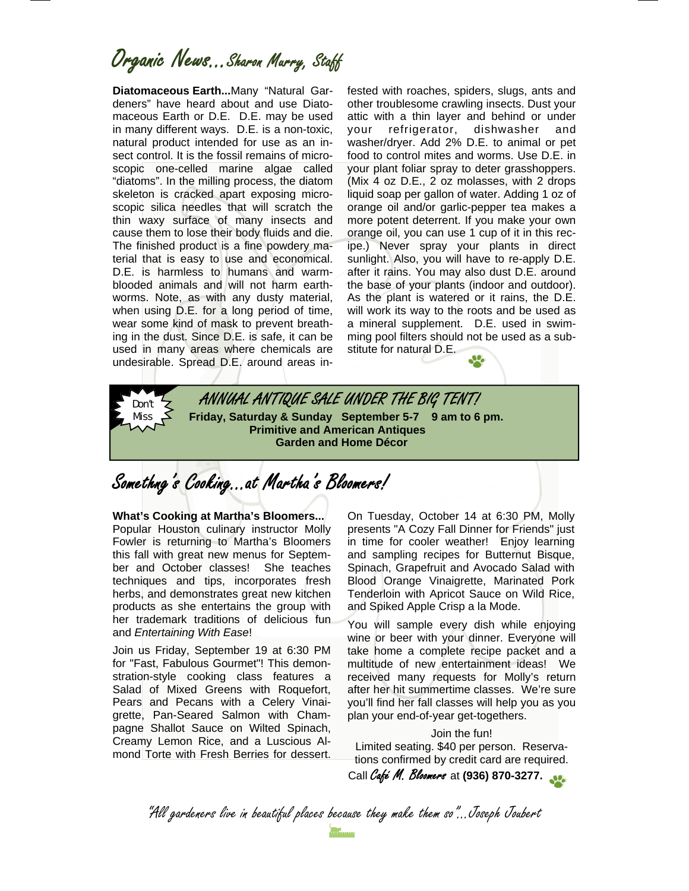# Organic News...*Sharon Murry, Staff*

**Diatomaceous Earth...**Many "Natural Gardeners" have heard about and use Diatomaceous Earth or D.E. D.E. may be used in many different ways. D.E. is a non-toxic, natural product intended for use as an insect control. It is the fossil remains of microscopic one-celled marine algae called "diatoms". In the milling process, the diatom skeleton is cracked apart exposing microscopic silica needles that will scratch the thin waxy surface of many insects and cause them to lose their body fluids and die. The finished product is a fine powdery material that is easy to use and economical. D.E. is harmless to humans and warm-blooded animals and will not harm earthworms. Note, as with any dusty material, when using D.E. for a long period of time, wear some kind of mask to prevent breathing in the dust. Since D.E. is safe, it can be used in many areas where chemicals are undesirable. Spread D.E. around areas infested with roaches, spiders, slugs, ants and other troublesome crawling insects. Dust your attic with a thin layer and behind or under your refrigerator, dishwasher and washer/dryer. Add 2% D.E. to animal or pet food to control mites and worms. Use D.E. in your plant foliar spray to deter grasshoppers. (Mix 4 oz D.E., 2 oz molasses, with 2 drops liquid soap per gallon of water. Adding 1 oz of orange oil and/or garlic-pepper tea makes a more potent deterrent. If you make your own orange oil, you can use 1 cup of it in this recipe.) Never spray your plants in direct sunlight. Also, you will have to re-apply D.E. after it rains. You may also dust D.E. around the base of your plants (indoor and outdoor). As the plant is watered or it rains, the D.E. will work its way to the roots and be used as a mineral supplement. D.E. used in swimming pool filters should not be used as a substitute for natural D.E.

Don't Miss

**ANNUAL ANTIQUE SALE UNDER THE BIG TENT!**

**Friday, Saturday & Sunday September 5-7 9 am to 6 pm.**
**Primitive and American Antiques**
**Garden and Home Décor**

# Somethng's Cooking...at Martha's Bloomers!

**What's Cooking at Martha's Bloomers...** Popular Houston culinary instructor Molly Fowler is returning to Martha's Bloomers this fall with great new menus for September and October classes! She teaches techniques and tips, incorporates fresh herbs, and demonstrates great new kitchen products as she entertains the group with her trademark traditions of delicious fun and *Entertaining With Ease*!

Join us Friday, September 19 at 6:30 PM for "Fast, Fabulous Gourmet"! This demonstration-style cooking class features a Salad of Mixed Greens with Roquefort, Pears and Pecans with a Celery Vinaigrette, Pan-Seared Salmon with Champagne Shallot Sauce on Wilted Spinach, Creamy Lemon Rice, and a Luscious Almond Torte with Fresh Berries for dessert.

On Tuesday, October 14 at 6:30 PM, Molly presents "A Cozy Fall Dinner for Friends" just in time for cooler weather! Enjoy learning and sampling recipes for Butternut Bisque, Spinach, Grapefruit and Avocado Salad with Blood Orange Vinaigrette, Marinated Pork Tenderloin with Apricot Sauce on Wild Rice, and Spiked Apple Crisp a la Mode.

You will sample every dish while enjoying wine or beer with your dinner. Everyone will take home a complete recipe packet and a multitude of new entertainment ideas! We received many requests for Molly's return after her hit summertime classes. We're sure you'll find her fall classes will help you as you plan your end-of-year get-togethers.

Join the fun!
Limited seating. $40 per person. Reservations confirmed by credit card are required.
Call *Café M. Bloomers* at **(936) 870-3277.**

*"All gardeners live in beautiful places because they make them so"...Joseph Joubert*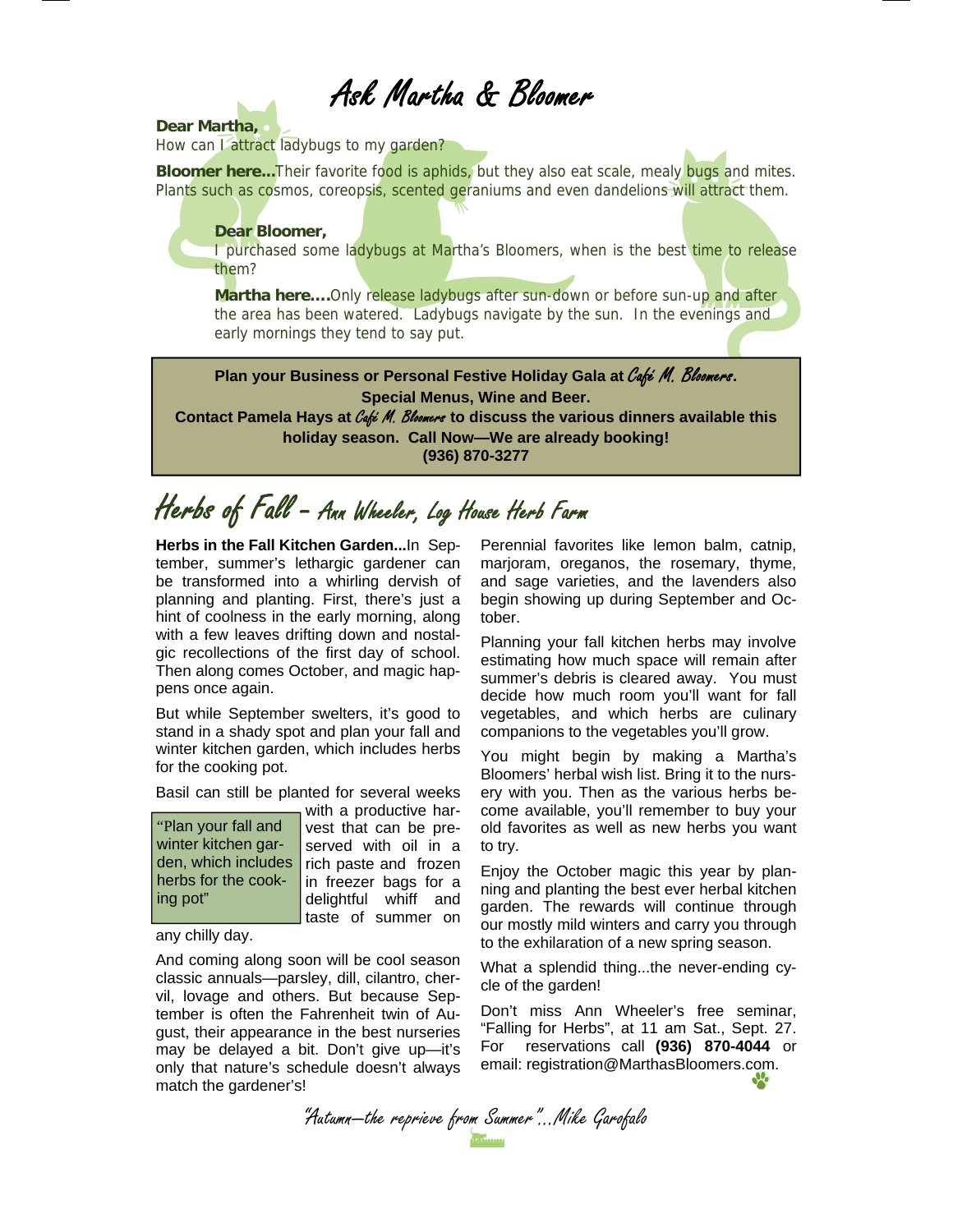# Ask Martha & Bloomer

**Dear Martha,**
How can I attract ladybugs to my garden?

**Bloomer here...**Their favorite food is aphids, but they also eat scale, mealy bugs and mites. Plants such as cosmos, coreopsis, scented geraniums and even dandelions will attract them.

**Dear Bloomer,**
I purchased some ladybugs at Martha's Bloomers, when is the best time to release them?

**Martha here....**Only release ladybugs after sun-down or before sun-up and after the area has been watered. Ladybugs navigate by the sun. In the evenings and early mornings they tend to say put.

> **Plan your Business or Personal Festive Holiday Gala at *Café M. Bloomers*.**
> **Special Menus, Wine and Beer.**
> **Contact Pamela Hays at *Café M. Bloomers* to discuss the various dinners available this holiday season. Call Now—We are already booking!**
> **(936) 870-3277**

# Herbs of Fall – Ann Wheeler, Log House Herb Farm

**Herbs in the Fall Kitchen Garden...**In September, summer's lethargic gardener can be transformed into a whirling dervish of planning and planting. First, there's just a hint of coolness in the early morning, along with a few leaves drifting down and nostalgic recollections of the first day of school. Then along comes October, and magic happens once again.

But while September swelters, it's good to stand in a shady spot and plan your fall and winter kitchen garden, which includes herbs for the cooking pot.

> "Plan your fall and winter kitchen garden, which includes herbs for the cooking pot"

Basil can still be planted for several weeks with a productive harvest that can be preserved with oil in a rich paste and frozen in freezer bags for a delightful whiff and taste of summer on any chilly day.

And coming along soon will be cool season classic annuals—parsley, dill, cilantro, chervil, lovage and others. But because September is often the Fahrenheit twin of August, their appearance in the best nurseries may be delayed a bit. Don't give up—it's only that nature's schedule doesn't always match the gardener's!

Perennial favorites like lemon balm, catnip, marjoram, oreganos, the rosemary, thyme, and sage varieties, and the lavenders also begin showing up during September and October.

Planning your fall kitchen herbs may involve estimating how much space will remain after summer's debris is cleared away. You must decide how much room you'll want for fall vegetables, and which herbs are culinary companions to the vegetables you'll grow.

You might begin by making a Martha's Bloomers' herbal wish list. Bring it to the nursery with you. Then as the various herbs become available, you'll remember to buy your old favorites as well as new herbs you want to try.

Enjoy the October magic this year by planning and planting the best ever herbal kitchen garden. The rewards will continue through our mostly mild winters and carry you through to the exhilaration of a new spring season.

What a splendid thing...the never-ending cycle of the garden!

Don't miss Ann Wheeler's free seminar, "Falling for Herbs", at 11 am Sat., Sept. 27. For reservations call **(936) 870-4044** or email: registration@MarthasBloomers.com.

*"Autumn—the reprieve from Summer"...Mike Garofalo*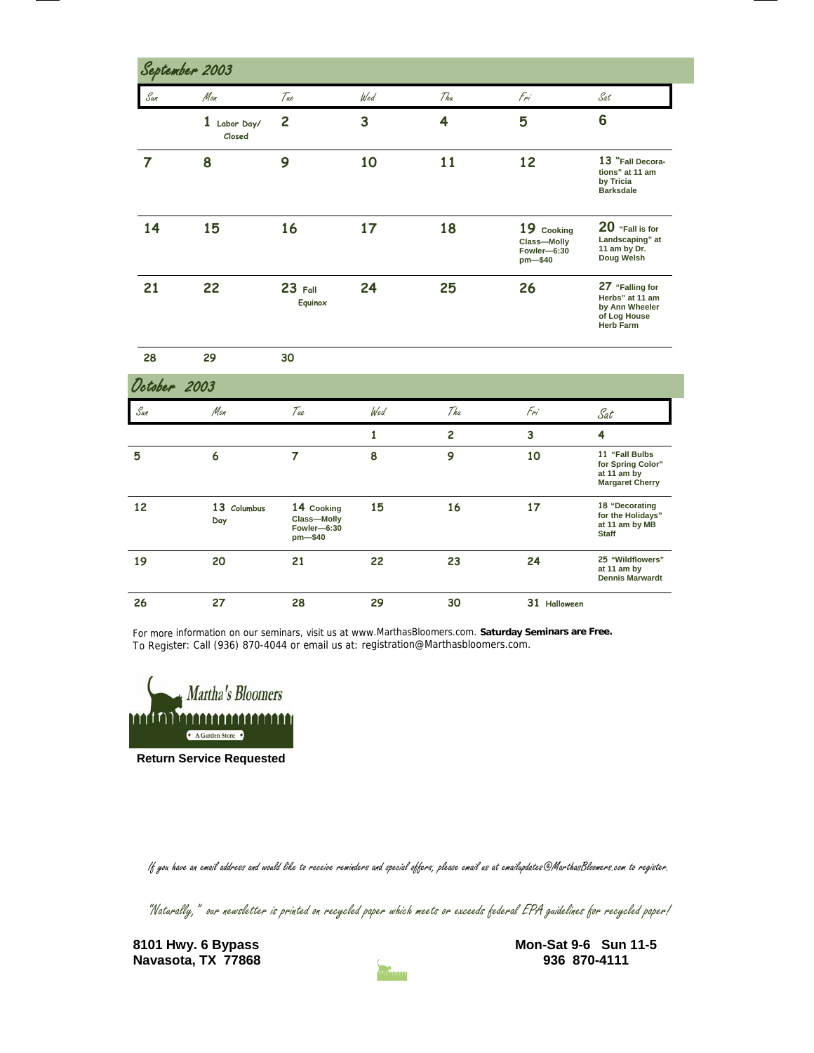## September 2003

| Sun | Mon | Tue | Wed | Thu | Fri | Sat |
| --- | --- | --- | --- | --- | --- | --- |
| | 1 Labor Day/ Closed | 2 | 3 | 4 | 5 | 6 |
| 7 | 8 | 9 | 10 | 11 | 12 | 13 "Fall Decorations" at 11 am by Tricia Barksdale |
| 14 | 15 | 16 | 17 | 18 | 19 Cooking Class—Molly Fowler—6:30 pm—$40 | 20 "Fall is for Landscaping" at 11 am by Dr. Doug Welsh |
| 21 | 22 | 23 Fall Equinox | 24 | 25 | 26 | 27 "Falling for Herbs" at 11 am by Ann Wheeler of Log House Herb Farm |
| 28 | 29 | 30 | | | | |

## October 2003

| Sun | Mon | Tue | Wed | Thu | Fri | Sat |
| --- | --- | --- | --- | --- | --- | --- |
| | | | 1 | 2 | 3 | 4 |
| 5 | 6 | 7 | 8 | 9 | 10 | 11 "Fall Bulbs for Spring Color" at 11 am by Margaret Cherry |
| 12 | 13 Columbus Day | 14 Cooking Class—Molly Fowler—6:30 pm—$40 | 15 | 16 | 17 | 18 "Decorating for the Holidays" at 11 am by MB Staff |
| 19 | 20 | 21 | 22 | 23 | 24 | 25 "Wildflowers" at 11 am by Dennis Marwardt |
| 26 | 27 | 28 | 29 | 30 | 31 Halloween | |

For more information on our seminars, visit us at www.MarthasBloomers.com. **Saturday Seminars are Free.**
To Register: Call (936) 870-4044 or email us at: registration@Marthasbloomers.com.

Martha's Bloomers
A Garden Store

**Return Service Requested**

*If you have an email address and would like to receive reminders and special offers, please email us at emailupdates@MarthasBloomers.com to register.*

*"Naturally," our newsletter is printed on recycled paper which meets or exceeds federal EPA guidelines for recycled paper!*

**8101 Hwy. 6 Bypass**
**Navasota, TX 77868**

**Mon-Sat 9-6 Sun 11-5**
**936 870-4111**